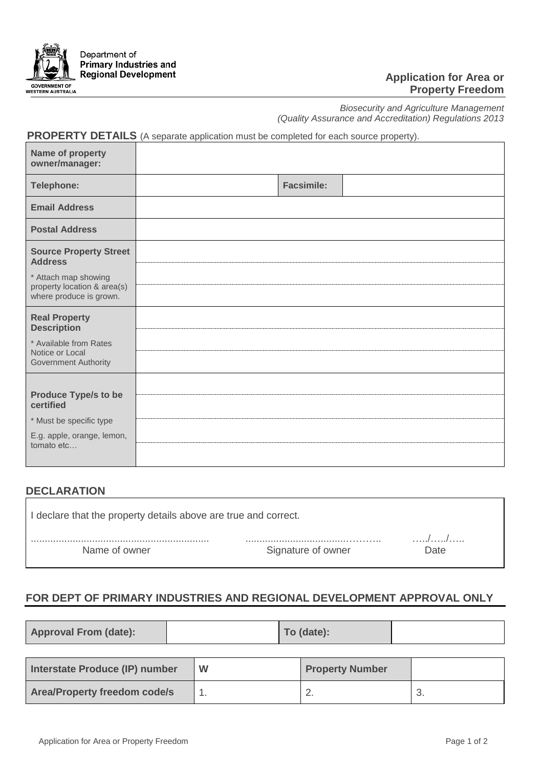Department of
Primary Industries and
Regional Development

GOVERNMENT OF
WESTERN AUSTRALIA

# Application for Area or Property Freedom

*Biosecurity and Agriculture Management (Quality Assurance and Accreditation) Regulations 2013*

## PROPERTY DETAILS (A separate application must be completed for each source property).

| | | | |
|---|---|---|---|
| **Name of property owner/manager:** | | | |
| **Telephone:** | | **Facsimile:** | |
| **Email Address** | | | |
| **Postal Address** | | | |
| **Source Property Street Address**<br>* Attach map showing property location & area(s) where produce is grown. | | | |
| **Real Property Description**<br>* Available from Rates Notice or Local Government Authority | | | |
| **Produce Type/s to be certified**<br>* Must be specific type<br>E.g. apple, orange, lemon, tomato etc… | | | |

## DECLARATION

I declare that the property details above are true and correct.

| | | |
|---|---|---|
| ................................................................ | ..................................……….. | …../…../….. |
| Name of owner | Signature of owner | Date |

## FOR DEPT OF PRIMARY INDUSTRIES AND REGIONAL DEVELOPMENT APPROVAL ONLY

| | | | |
|---|---|---|---|
| **Approval From (date):** | | **To (date):** | |

| | | | |
|---|---|---|---|
| **Interstate Produce (IP) number** | W | **Property Number** | |
| **Area/Property freedom code/s** | 1. | 2. | 3. |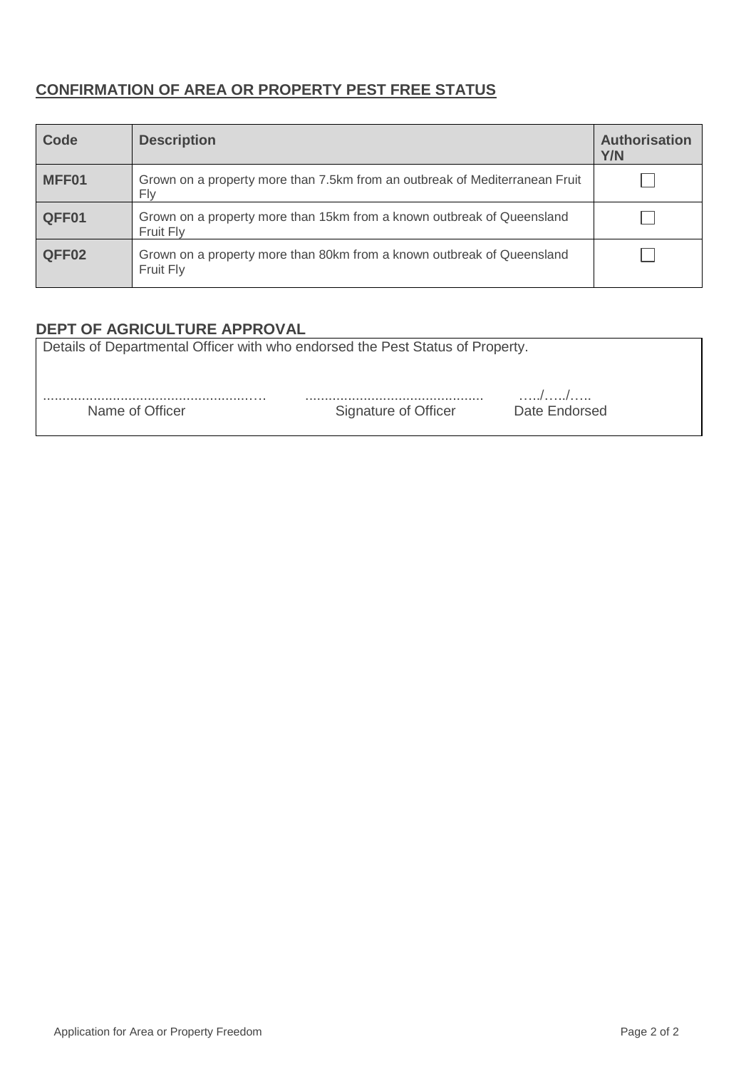## CONFIRMATION OF AREA OR PROPERTY PEST FREE STATUS

| Code | Description | Authorisation Y/N |
|---|---|---|
| MFF01 | Grown on a property more than 7.5km from an outbreak of Mediterranean Fruit Fly | ☐ |
| QFF01 | Grown on a property more than 15km from a known outbreak of Queensland Fruit Fly | ☐ |
| QFF02 | Grown on a property more than 80km from a known outbreak of Queensland Fruit Fly | ☐ |

## DEPT OF AGRICULTURE APPROVAL

Details of Departmental Officer with who endorsed the Pest Status of Property.

| | | |
|---|---|---|
| ......................................................…. | .............................................. | …../…../….. |
| Name of Officer | Signature of Officer | Date Endorsed |